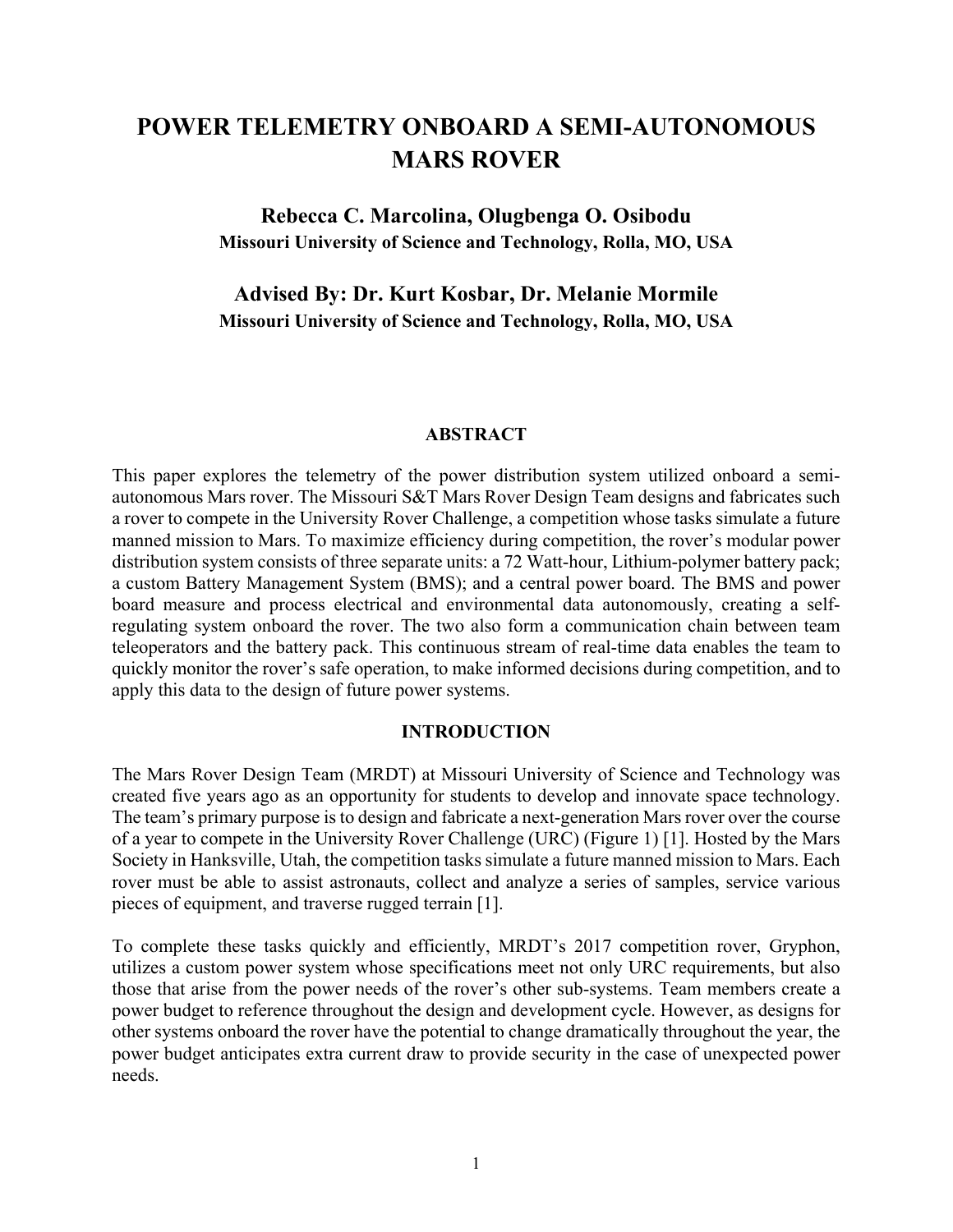# POWER TELEMETRY ONBOARD A SEMI-AUTONOMOUS MARS ROVER

**Rebecca C. Marcolina, Olugbenga O. Osibodu**
**Missouri University of Science and Technology, Rolla, MO, USA**

**Advised By: Dr. Kurt Kosbar, Dr. Melanie Mormile**
**Missouri University of Science and Technology, Rolla, MO, USA**

## ABSTRACT

This paper explores the telemetry of the power distribution system utilized onboard a semi-autonomous Mars rover. The Missouri S&T Mars Rover Design Team designs and fabricates such a rover to compete in the University Rover Challenge, a competition whose tasks simulate a future manned mission to Mars. To maximize efficiency during competition, the rover's modular power distribution system consists of three separate units: a 72 Watt-hour, Lithium-polymer battery pack; a custom Battery Management System (BMS); and a central power board. The BMS and power board measure and process electrical and environmental data autonomously, creating a self-regulating system onboard the rover. The two also form a communication chain between team teleoperators and the battery pack. This continuous stream of real-time data enables the team to quickly monitor the rover's safe operation, to make informed decisions during competition, and to apply this data to the design of future power systems.

## INTRODUCTION

The Mars Rover Design Team (MRDT) at Missouri University of Science and Technology was created five years ago as an opportunity for students to develop and innovate space technology. The team's primary purpose is to design and fabricate a next-generation Mars rover over the course of a year to compete in the University Rover Challenge (URC) (Figure 1) [1]. Hosted by the Mars Society in Hanksville, Utah, the competition tasks simulate a future manned mission to Mars. Each rover must be able to assist astronauts, collect and analyze a series of samples, service various pieces of equipment, and traverse rugged terrain [1].

To complete these tasks quickly and efficiently, MRDT's 2017 competition rover, Gryphon, utilizes a custom power system whose specifications meet not only URC requirements, but also those that arise from the power needs of the rover's other sub-systems. Team members create a power budget to reference throughout the design and development cycle. However, as designs for other systems onboard the rover have the potential to change dramatically throughout the year, the power budget anticipates extra current draw to provide security in the case of unexpected power needs.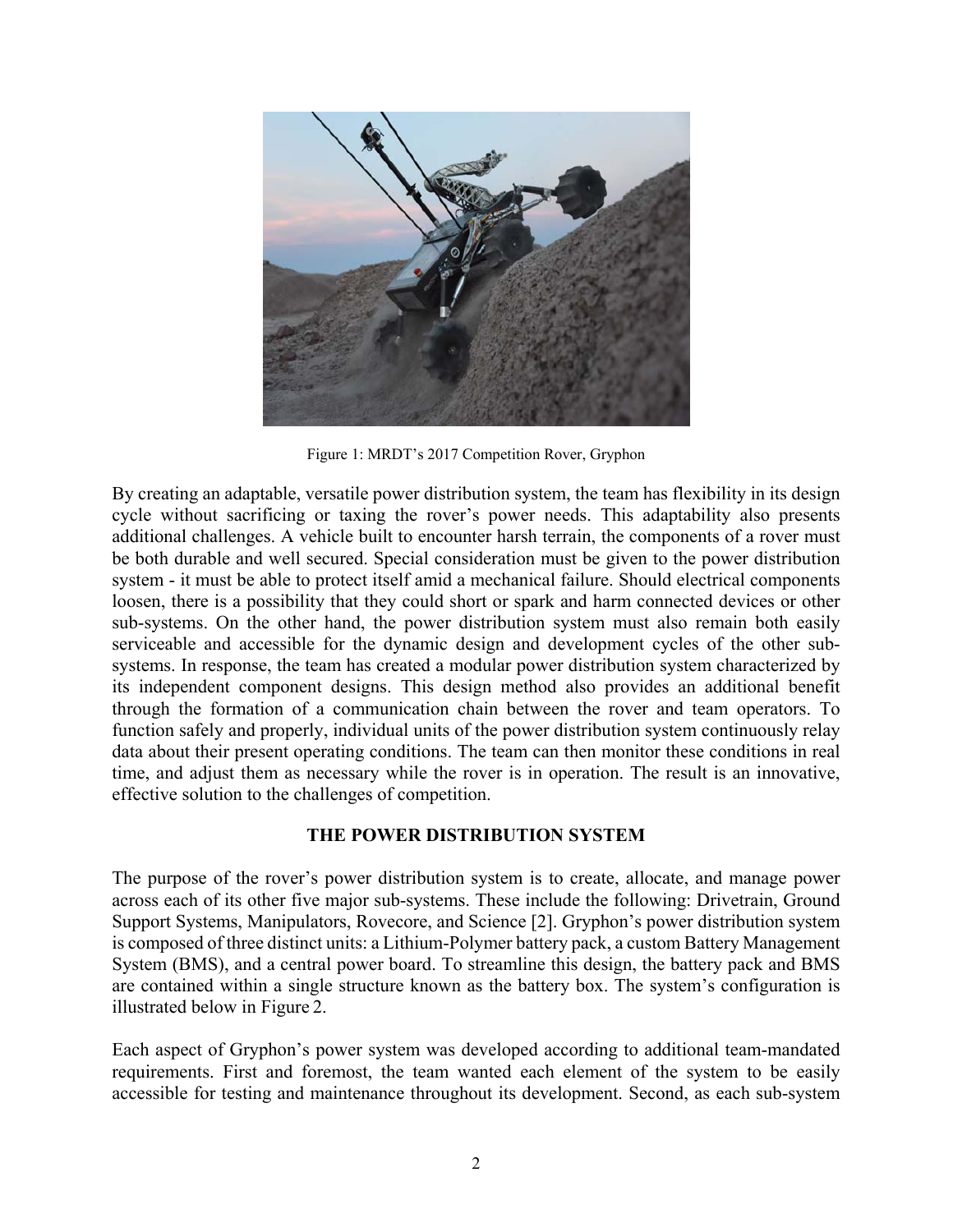Figure 1: MRDT's 2017 Competition Rover, Gryphon

By creating an adaptable, versatile power distribution system, the team has flexibility in its design cycle without sacrificing or taxing the rover's power needs. This adaptability also presents additional challenges. A vehicle built to encounter harsh terrain, the components of a rover must be both durable and well secured. Special consideration must be given to the power distribution system - it must be able to protect itself amid a mechanical failure. Should electrical components loosen, there is a possibility that they could short or spark and harm connected devices or other sub-systems. On the other hand, the power distribution system must also remain both easily serviceable and accessible for the dynamic design and development cycles of the other sub-systems. In response, the team has created a modular power distribution system characterized by its independent component designs. This design method also provides an additional benefit through the formation of a communication chain between the rover and team operators. To function safely and properly, individual units of the power distribution system continuously relay data about their present operating conditions. The team can then monitor these conditions in real time, and adjust them as necessary while the rover is in operation. The result is an innovative, effective solution to the challenges of competition.

## THE POWER DISTRIBUTION SYSTEM

The purpose of the rover's power distribution system is to create, allocate, and manage power across each of its other five major sub-systems. These include the following: Drivetrain, Ground Support Systems, Manipulators, Rovecore, and Science [2]. Gryphon's power distribution system is composed of three distinct units: a Lithium-Polymer battery pack, a custom Battery Management System (BMS), and a central power board. To streamline this design, the battery pack and BMS are contained within a single structure known as the battery box. The system's configuration is illustrated below in Figure 2.

Each aspect of Gryphon's power system was developed according to additional team-mandated requirements. First and foremost, the team wanted each element of the system to be easily accessible for testing and maintenance throughout its development. Second, as each sub-system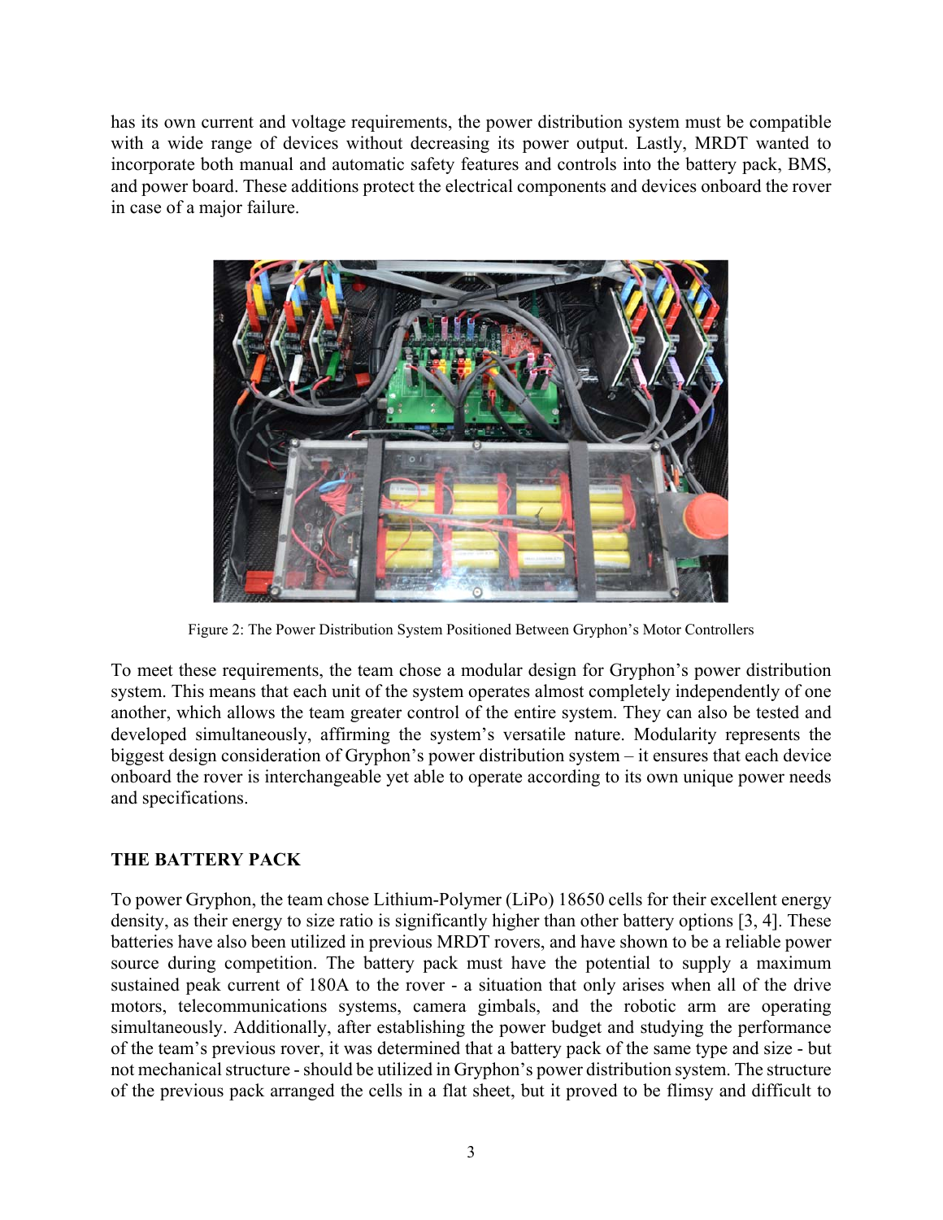has its own current and voltage requirements, the power distribution system must be compatible with a wide range of devices without decreasing its power output. Lastly, MRDT wanted to incorporate both manual and automatic safety features and controls into the battery pack, BMS, and power board. These additions protect the electrical components and devices onboard the rover in case of a major failure.

Figure 2: The Power Distribution System Positioned Between Gryphon's Motor Controllers

To meet these requirements, the team chose a modular design for Gryphon's power distribution system. This means that each unit of the system operates almost completely independently of one another, which allows the team greater control of the entire system. They can also be tested and developed simultaneously, affirming the system's versatile nature. Modularity represents the biggest design consideration of Gryphon's power distribution system – it ensures that each device onboard the rover is interchangeable yet able to operate according to its own unique power needs and specifications.

## THE BATTERY PACK

To power Gryphon, the team chose Lithium-Polymer (LiPo) 18650 cells for their excellent energy density, as their energy to size ratio is significantly higher than other battery options [3, 4]. These batteries have also been utilized in previous MRDT rovers, and have shown to be a reliable power source during competition. The battery pack must have the potential to supply a maximum sustained peak current of 180A to the rover - a situation that only arises when all of the drive motors, telecommunications systems, camera gimbals, and the robotic arm are operating simultaneously. Additionally, after establishing the power budget and studying the performance of the team's previous rover, it was determined that a battery pack of the same type and size - but not mechanical structure - should be utilized in Gryphon's power distribution system. The structure of the previous pack arranged the cells in a flat sheet, but it proved to be flimsy and difficult to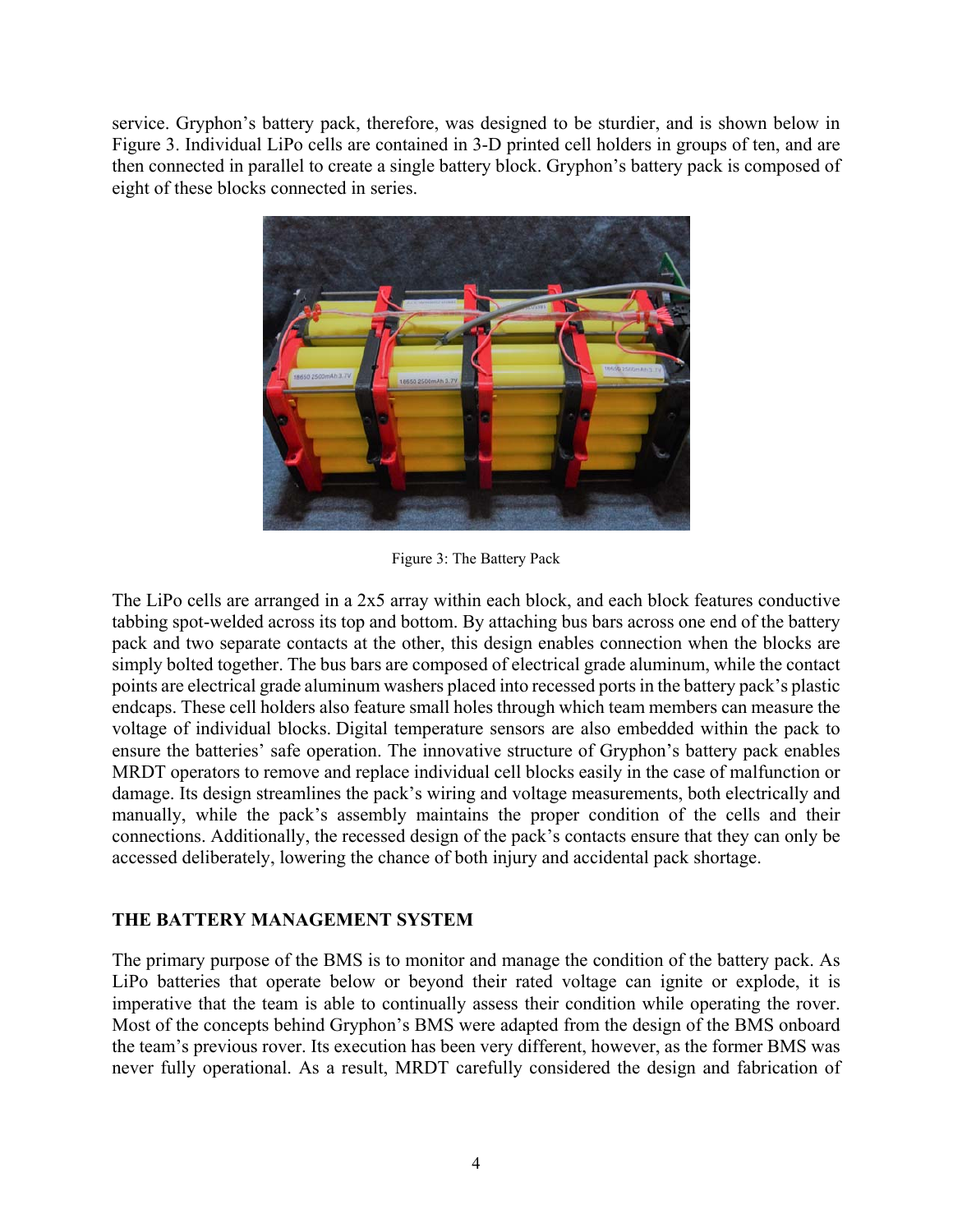service. Gryphon's battery pack, therefore, was designed to be sturdier, and is shown below in Figure 3. Individual LiPo cells are contained in 3-D printed cell holders in groups of ten, and are then connected in parallel to create a single battery block. Gryphon's battery pack is composed of eight of these blocks connected in series.

Figure 3: The Battery Pack

The LiPo cells are arranged in a 2x5 array within each block, and each block features conductive tabbing spot-welded across its top and bottom. By attaching bus bars across one end of the battery pack and two separate contacts at the other, this design enables connection when the blocks are simply bolted together. The bus bars are composed of electrical grade aluminum, while the contact points are electrical grade aluminum washers placed into recessed ports in the battery pack's plastic endcaps. These cell holders also feature small holes through which team members can measure the voltage of individual blocks. Digital temperature sensors are also embedded within the pack to ensure the batteries' safe operation. The innovative structure of Gryphon's battery pack enables MRDT operators to remove and replace individual cell blocks easily in the case of malfunction or damage. Its design streamlines the pack's wiring and voltage measurements, both electrically and manually, while the pack's assembly maintains the proper condition of the cells and their connections. Additionally, the recessed design of the pack's contacts ensure that they can only be accessed deliberately, lowering the chance of both injury and accidental pack shortage.

## THE BATTERY MANAGEMENT SYSTEM

The primary purpose of the BMS is to monitor and manage the condition of the battery pack. As LiPo batteries that operate below or beyond their rated voltage can ignite or explode, it is imperative that the team is able to continually assess their condition while operating the rover. Most of the concepts behind Gryphon's BMS were adapted from the design of the BMS onboard the team's previous rover. Its execution has been very different, however, as the former BMS was never fully operational. As a result, MRDT carefully considered the design and fabrication of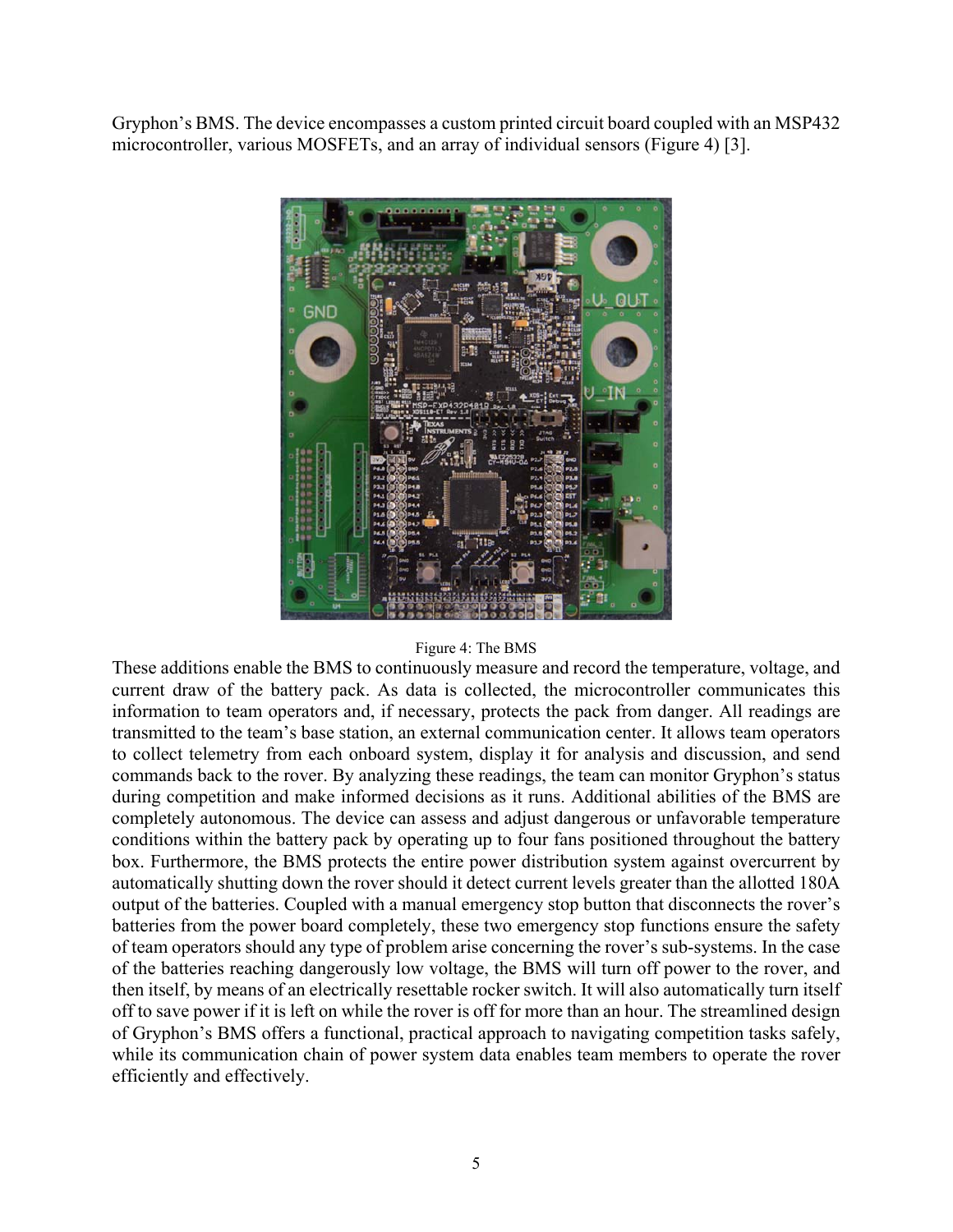Gryphon's BMS. The device encompasses a custom printed circuit board coupled with an MSP432 microcontroller, various MOSFETs, and an array of individual sensors (Figure 4) [3].

Figure 4: The BMS

These additions enable the BMS to continuously measure and record the temperature, voltage, and current draw of the battery pack. As data is collected, the microcontroller communicates this information to team operators and, if necessary, protects the pack from danger. All readings are transmitted to the team's base station, an external communication center. It allows team operators to collect telemetry from each onboard system, display it for analysis and discussion, and send commands back to the rover. By analyzing these readings, the team can monitor Gryphon's status during competition and make informed decisions as it runs. Additional abilities of the BMS are completely autonomous. The device can assess and adjust dangerous or unfavorable temperature conditions within the battery pack by operating up to four fans positioned throughout the battery box. Furthermore, the BMS protects the entire power distribution system against overcurrent by automatically shutting down the rover should it detect current levels greater than the allotted 180A output of the batteries. Coupled with a manual emergency stop button that disconnects the rover's batteries from the power board completely, these two emergency stop functions ensure the safety of team operators should any type of problem arise concerning the rover's sub-systems. In the case of the batteries reaching dangerously low voltage, the BMS will turn off power to the rover, and then itself, by means of an electrically resettable rocker switch. It will also automatically turn itself off to save power if it is left on while the rover is off for more than an hour. The streamlined design of Gryphon's BMS offers a functional, practical approach to navigating competition tasks safely, while its communication chain of power system data enables team members to operate the rover efficiently and effectively.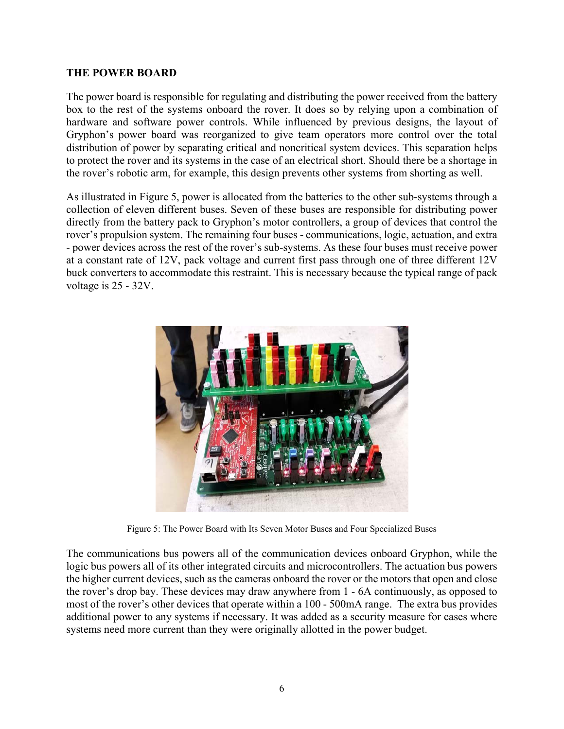## THE POWER BOARD

The power board is responsible for regulating and distributing the power received from the battery box to the rest of the systems onboard the rover. It does so by relying upon a combination of hardware and software power controls. While influenced by previous designs, the layout of Gryphon's power board was reorganized to give team operators more control over the total distribution of power by separating critical and noncritical system devices. This separation helps to protect the rover and its systems in the case of an electrical short. Should there be a shortage in the rover's robotic arm, for example, this design prevents other systems from shorting as well.

As illustrated in Figure 5, power is allocated from the batteries to the other sub-systems through a collection of eleven different buses. Seven of these buses are responsible for distributing power directly from the battery pack to Gryphon's motor controllers, a group of devices that control the rover's propulsion system. The remaining four buses - communications, logic, actuation, and extra - power devices across the rest of the rover's sub-systems. As these four buses must receive power at a constant rate of 12V, pack voltage and current first pass through one of three different 12V buck converters to accommodate this restraint. This is necessary because the typical range of pack voltage is 25 - 32V.

Figure 5: The Power Board with Its Seven Motor Buses and Four Specialized Buses

The communications bus powers all of the communication devices onboard Gryphon, while the logic bus powers all of its other integrated circuits and microcontrollers. The actuation bus powers the higher current devices, such as the cameras onboard the rover or the motors that open and close the rover's drop bay. These devices may draw anywhere from 1 - 6A continuously, as opposed to most of the rover's other devices that operate within a 100 - 500mA range. The extra bus provides additional power to any systems if necessary. It was added as a security measure for cases where systems need more current than they were originally allotted in the power budget.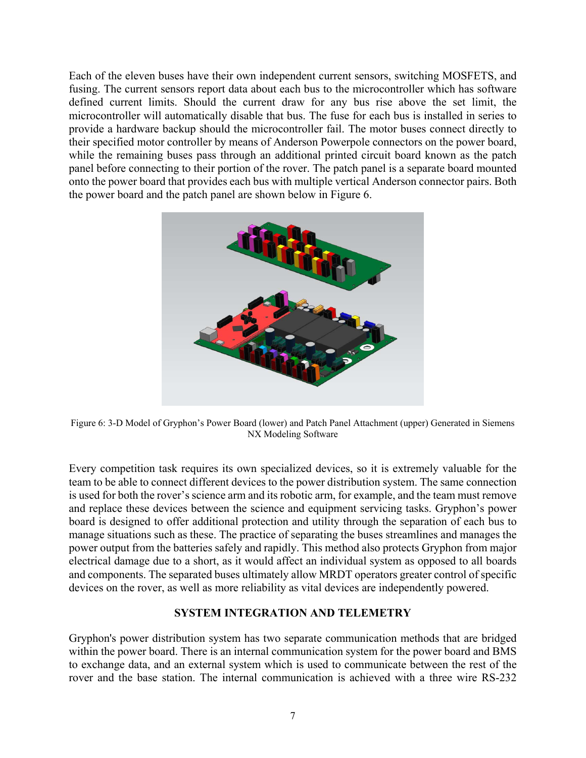Each of the eleven buses have their own independent current sensors, switching MOSFETS, and fusing. The current sensors report data about each bus to the microcontroller which has software defined current limits. Should the current draw for any bus rise above the set limit, the microcontroller will automatically disable that bus. The fuse for each bus is installed in series to provide a hardware backup should the microcontroller fail. The motor buses connect directly to their specified motor controller by means of Anderson Powerpole connectors on the power board, while the remaining buses pass through an additional printed circuit board known as the patch panel before connecting to their portion of the rover. The patch panel is a separate board mounted onto the power board that provides each bus with multiple vertical Anderson connector pairs. Both the power board and the patch panel are shown below in Figure 6.

Figure 6: 3-D Model of Gryphon's Power Board (lower) and Patch Panel Attachment (upper) Generated in Siemens NX Modeling Software

Every competition task requires its own specialized devices, so it is extremely valuable for the team to be able to connect different devices to the power distribution system. The same connection is used for both the rover's science arm and its robotic arm, for example, and the team must remove and replace these devices between the science and equipment servicing tasks. Gryphon's power board is designed to offer additional protection and utility through the separation of each bus to manage situations such as these. The practice of separating the buses streamlines and manages the power output from the batteries safely and rapidly. This method also protects Gryphon from major electrical damage due to a short, as it would affect an individual system as opposed to all boards and components. The separated buses ultimately allow MRDT operators greater control of specific devices on the rover, as well as more reliability as vital devices are independently powered.

## SYSTEM INTEGRATION AND TELEMETRY

Gryphon's power distribution system has two separate communication methods that are bridged within the power board. There is an internal communication system for the power board and BMS to exchange data, and an external system which is used to communicate between the rest of the rover and the base station. The internal communication is achieved with a three wire RS-232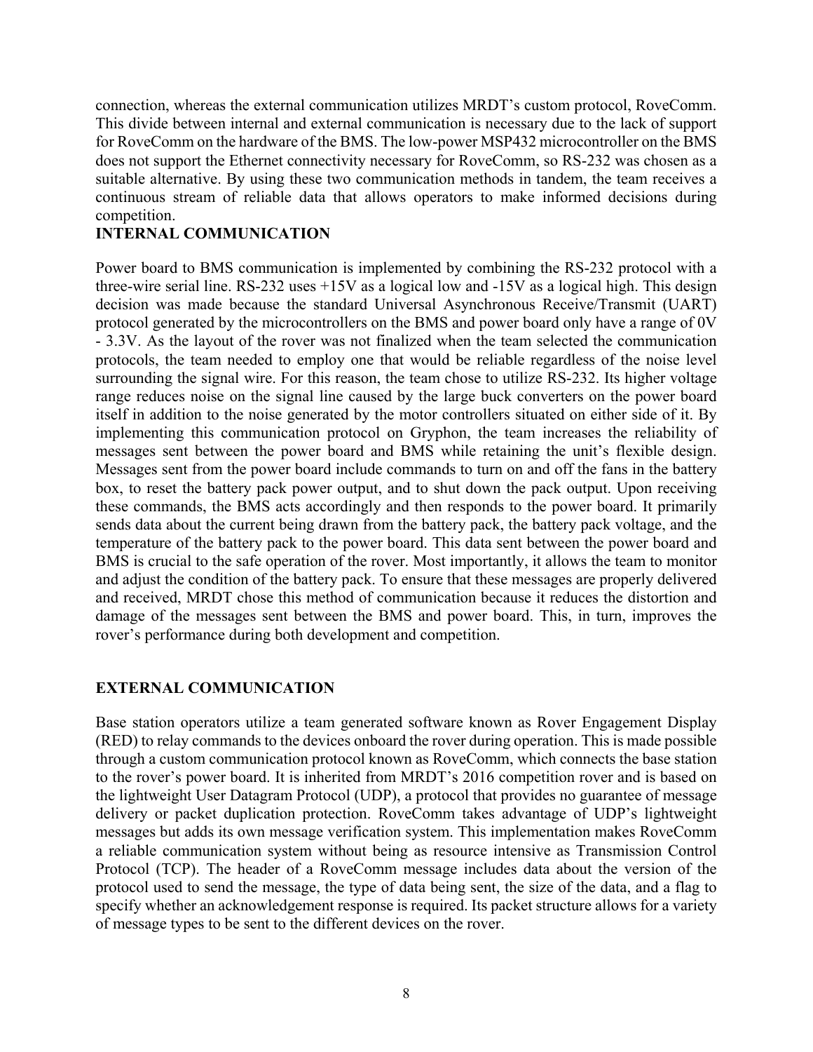connection, whereas the external communication utilizes MRDT's custom protocol, RoveComm. This divide between internal and external communication is necessary due to the lack of support for RoveComm on the hardware of the BMS. The low-power MSP432 microcontroller on the BMS does not support the Ethernet connectivity necessary for RoveComm, so RS-232 was chosen as a suitable alternative. By using these two communication methods in tandem, the team receives a continuous stream of reliable data that allows operators to make informed decisions during competition.

## INTERNAL COMMUNICATION

Power board to BMS communication is implemented by combining the RS-232 protocol with a three-wire serial line. RS-232 uses +15V as a logical low and -15V as a logical high. This design decision was made because the standard Universal Asynchronous Receive/Transmit (UART) protocol generated by the microcontrollers on the BMS and power board only have a range of 0V - 3.3V. As the layout of the rover was not finalized when the team selected the communication protocols, the team needed to employ one that would be reliable regardless of the noise level surrounding the signal wire. For this reason, the team chose to utilize RS-232. Its higher voltage range reduces noise on the signal line caused by the large buck converters on the power board itself in addition to the noise generated by the motor controllers situated on either side of it. By implementing this communication protocol on Gryphon, the team increases the reliability of messages sent between the power board and BMS while retaining the unit's flexible design. Messages sent from the power board include commands to turn on and off the fans in the battery box, to reset the battery pack power output, and to shut down the pack output. Upon receiving these commands, the BMS acts accordingly and then responds to the power board. It primarily sends data about the current being drawn from the battery pack, the battery pack voltage, and the temperature of the battery pack to the power board. This data sent between the power board and BMS is crucial to the safe operation of the rover. Most importantly, it allows the team to monitor and adjust the condition of the battery pack. To ensure that these messages are properly delivered and received, MRDT chose this method of communication because it reduces the distortion and damage of the messages sent between the BMS and power board. This, in turn, improves the rover's performance during both development and competition.

## EXTERNAL COMMUNICATION

Base station operators utilize a team generated software known as Rover Engagement Display (RED) to relay commands to the devices onboard the rover during operation. This is made possible through a custom communication protocol known as RoveComm, which connects the base station to the rover's power board. It is inherited from MRDT's 2016 competition rover and is based on the lightweight User Datagram Protocol (UDP), a protocol that provides no guarantee of message delivery or packet duplication protection. RoveComm takes advantage of UDP's lightweight messages but adds its own message verification system. This implementation makes RoveComm a reliable communication system without being as resource intensive as Transmission Control Protocol (TCP). The header of a RoveComm message includes data about the version of the protocol used to send the message, the type of data being sent, the size of the data, and a flag to specify whether an acknowledgement response is required. Its packet structure allows for a variety of message types to be sent to the different devices on the rover.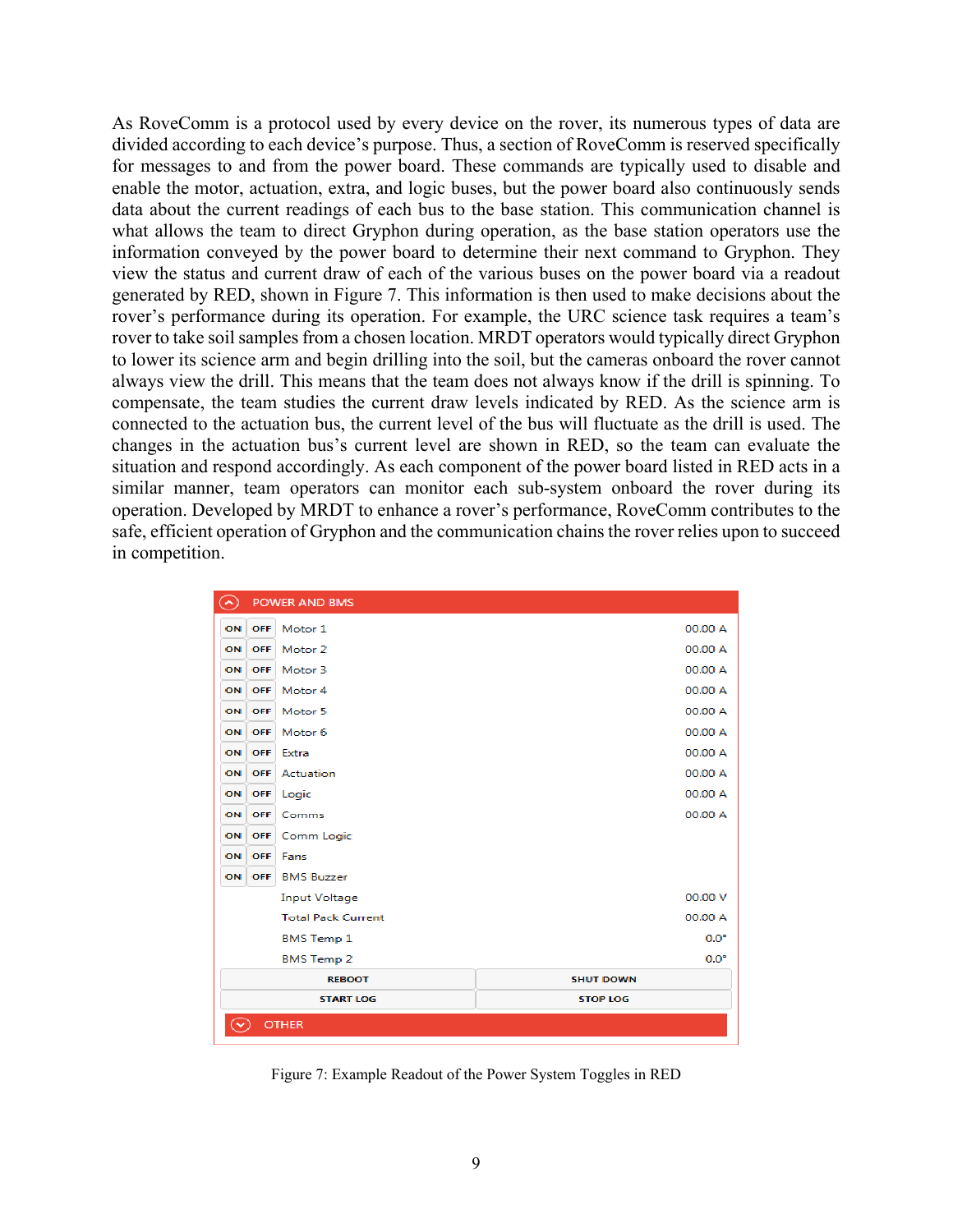As RoveComm is a protocol used by every device on the rover, its numerous types of data are divided according to each device's purpose. Thus, a section of RoveComm is reserved specifically for messages to and from the power board. These commands are typically used to disable and enable the motor, actuation, extra, and logic buses, but the power board also continuously sends data about the current readings of each bus to the base station. This communication channel is what allows the team to direct Gryphon during operation, as the base station operators use the information conveyed by the power board to determine their next command to Gryphon. They view the status and current draw of each of the various buses on the power board via a readout generated by RED, shown in Figure 7. This information is then used to make decisions about the rover's performance during its operation. For example, the URC science task requires a team's rover to take soil samples from a chosen location. MRDT operators would typically direct Gryphon to lower its science arm and begin drilling into the soil, but the cameras onboard the rover cannot always view the drill. This means that the team does not always know if the drill is spinning. To compensate, the team studies the current draw levels indicated by RED. As the science arm is connected to the actuation bus, the current level of the bus will fluctuate as the drill is used. The changes in the actuation bus's current level are shown in RED, so the team can evaluate the situation and respond accordingly. As each component of the power board listed in RED acts in a similar manner, team operators can monitor each sub-system onboard the rover during its operation. Developed by MRDT to enhance a rover's performance, RoveComm contributes to the safe, efficient operation of Gryphon and the communication chains the rover relies upon to succeed in competition.

POWER AND BMS

| | | | |
|---|---|---|---|
| ON | OFF | Motor 1 | 00.00 A |
| ON | OFF | Motor 2 | 00.00 A |
| ON | OFF | Motor 3 | 00.00 A |
| ON | OFF | Motor 4 | 00.00 A |
| ON | OFF | Motor 5 | 00.00 A |
| ON | OFF | Motor 6 | 00.00 A |
| ON | OFF | Extra | 00.00 A |
| ON | OFF | Actuation | 00.00 A |
| ON | OFF | Logic | 00.00 A |
| ON | OFF | Comms | 00.00 A |
| ON | OFF | Comm Logic | |
| ON | OFF | Fans | |
| ON | OFF | BMS Buzzer | |
| | | Input Voltage | 00.00 V |
| | | Total Pack Current | 00.00 A |
| | | BMS Temp 1 | 0.0° |
| | | BMS Temp 2 | 0.0° |

REBOOT | SHUT DOWN

START LOG | STOP LOG

OTHER

Figure 7: Example Readout of the Power System Toggles in RED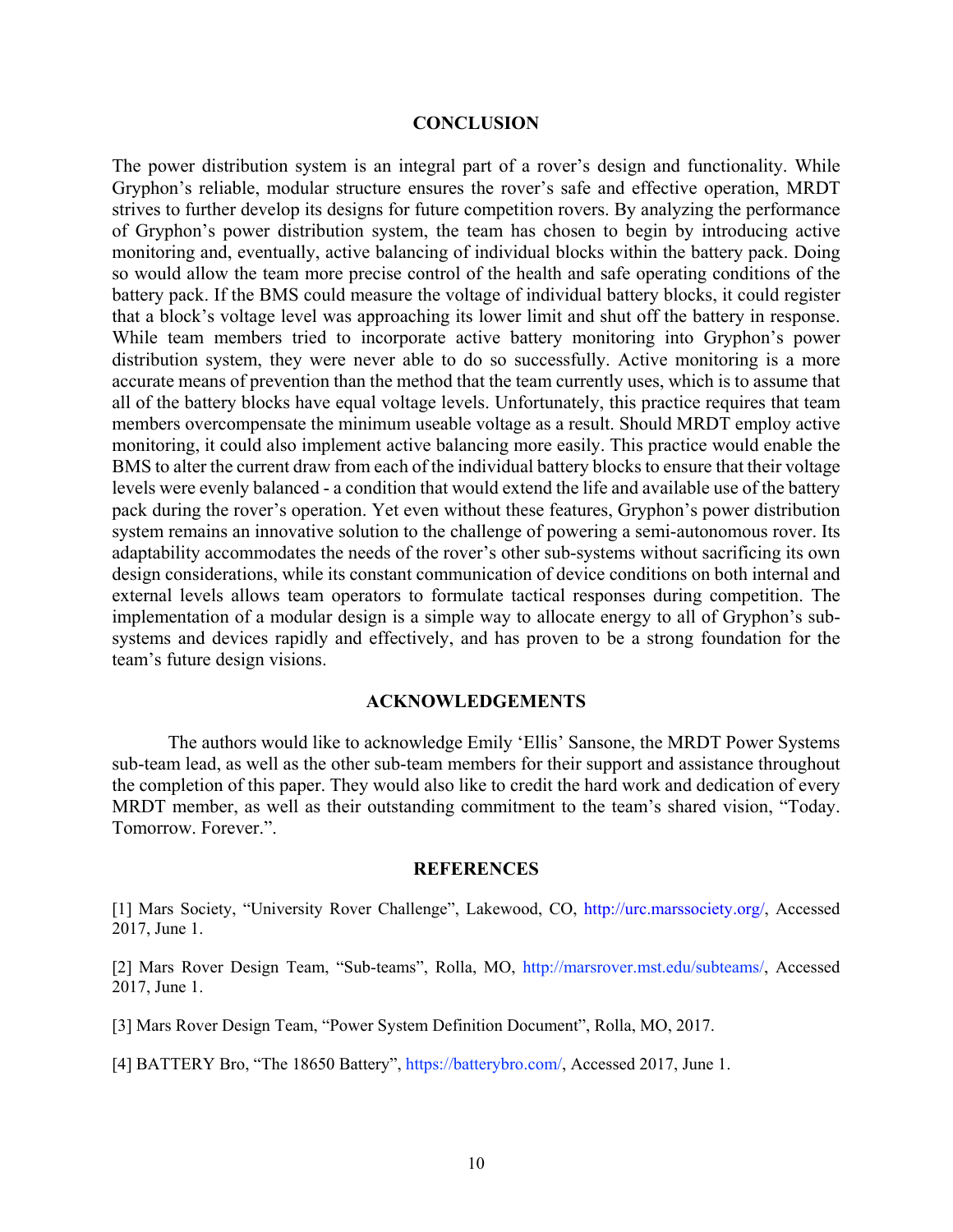## CONCLUSION

The power distribution system is an integral part of a rover's design and functionality. While Gryphon's reliable, modular structure ensures the rover's safe and effective operation, MRDT strives to further develop its designs for future competition rovers. By analyzing the performance of Gryphon's power distribution system, the team has chosen to begin by introducing active monitoring and, eventually, active balancing of individual blocks within the battery pack. Doing so would allow the team more precise control of the health and safe operating conditions of the battery pack. If the BMS could measure the voltage of individual battery blocks, it could register that a block's voltage level was approaching its lower limit and shut off the battery in response. While team members tried to incorporate active battery monitoring into Gryphon's power distribution system, they were never able to do so successfully. Active monitoring is a more accurate means of prevention than the method that the team currently uses, which is to assume that all of the battery blocks have equal voltage levels. Unfortunately, this practice requires that team members overcompensate the minimum useable voltage as a result. Should MRDT employ active monitoring, it could also implement active balancing more easily. This practice would enable the BMS to alter the current draw from each of the individual battery blocks to ensure that their voltage levels were evenly balanced - a condition that would extend the life and available use of the battery pack during the rover's operation. Yet even without these features, Gryphon's power distribution system remains an innovative solution to the challenge of powering a semi-autonomous rover. Its adaptability accommodates the needs of the rover's other sub-systems without sacrificing its own design considerations, while its constant communication of device conditions on both internal and external levels allows team operators to formulate tactical responses during competition. The implementation of a modular design is a simple way to allocate energy to all of Gryphon's sub-systems and devices rapidly and effectively, and has proven to be a strong foundation for the team's future design visions.

## ACKNOWLEDGEMENTS

The authors would like to acknowledge Emily 'Ellis' Sansone, the MRDT Power Systems sub-team lead, as well as the other sub-team members for their support and assistance throughout the completion of this paper. They would also like to credit the hard work and dedication of every MRDT member, as well as their outstanding commitment to the team's shared vision, "Today. Tomorrow. Forever.".

## REFERENCES

[1] Mars Society, "University Rover Challenge", Lakewood, CO, http://urc.marssociety.org/, Accessed 2017, June 1.

[2] Mars Rover Design Team, "Sub-teams", Rolla, MO, http://marsrover.mst.edu/subteams/, Accessed 2017, June 1.

[3] Mars Rover Design Team, "Power System Definition Document", Rolla, MO, 2017.

[4] BATTERY Bro, "The 18650 Battery", https://batterybro.com/, Accessed 2017, June 1.